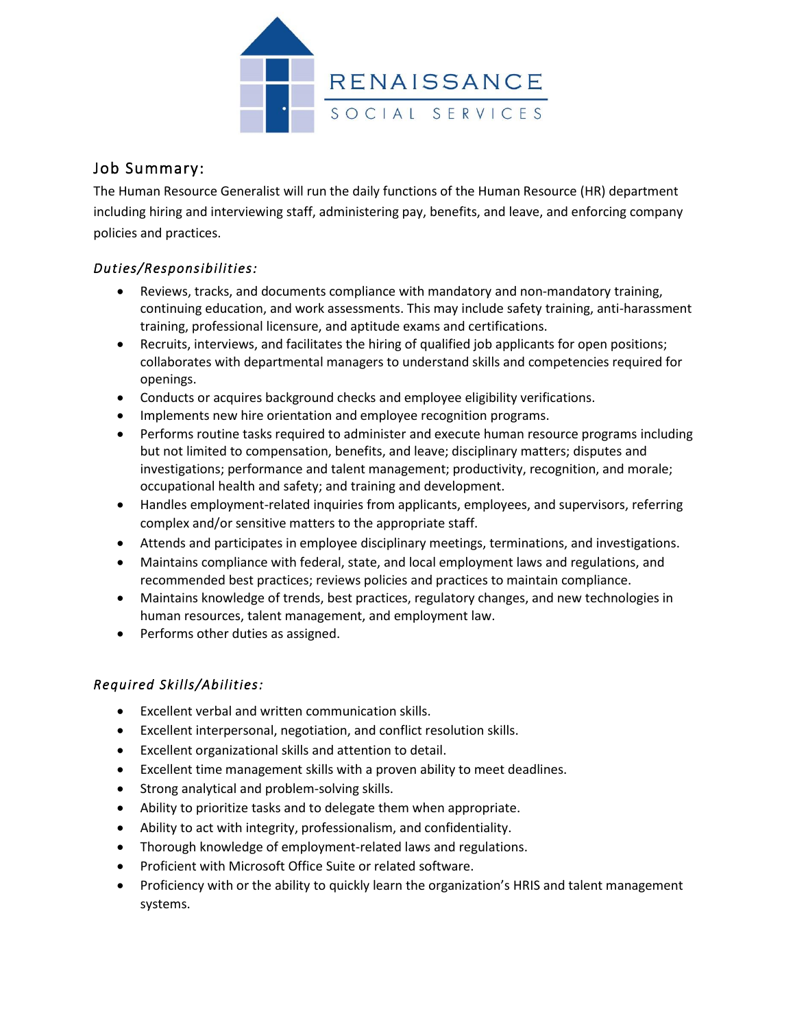RENAISSANCE
SOCIAL SERVICES

## Job Summary:

The Human Resource Generalist will run the daily functions of the Human Resource (HR) department including hiring and interviewing staff, administering pay, benefits, and leave, and enforcing company policies and practices.

### *Duties/Responsibilities:*

- Reviews, tracks, and documents compliance with mandatory and non-mandatory training, continuing education, and work assessments. This may include safety training, anti-harassment training, professional licensure, and aptitude exams and certifications.
- Recruits, interviews, and facilitates the hiring of qualified job applicants for open positions; collaborates with departmental managers to understand skills and competencies required for openings.
- Conducts or acquires background checks and employee eligibility verifications.
- Implements new hire orientation and employee recognition programs.
- Performs routine tasks required to administer and execute human resource programs including but not limited to compensation, benefits, and leave; disciplinary matters; disputes and investigations; performance and talent management; productivity, recognition, and morale; occupational health and safety; and training and development.
- Handles employment-related inquiries from applicants, employees, and supervisors, referring complex and/or sensitive matters to the appropriate staff.
- Attends and participates in employee disciplinary meetings, terminations, and investigations.
- Maintains compliance with federal, state, and local employment laws and regulations, and recommended best practices; reviews policies and practices to maintain compliance.
- Maintains knowledge of trends, best practices, regulatory changes, and new technologies in human resources, talent management, and employment law.
- Performs other duties as assigned.

### *Required Skills/Abilities:*

- Excellent verbal and written communication skills.
- Excellent interpersonal, negotiation, and conflict resolution skills.
- Excellent organizational skills and attention to detail.
- Excellent time management skills with a proven ability to meet deadlines.
- Strong analytical and problem-solving skills.
- Ability to prioritize tasks and to delegate them when appropriate.
- Ability to act with integrity, professionalism, and confidentiality.
- Thorough knowledge of employment-related laws and regulations.
- Proficient with Microsoft Office Suite or related software.
- Proficiency with or the ability to quickly learn the organization's HRIS and talent management systems.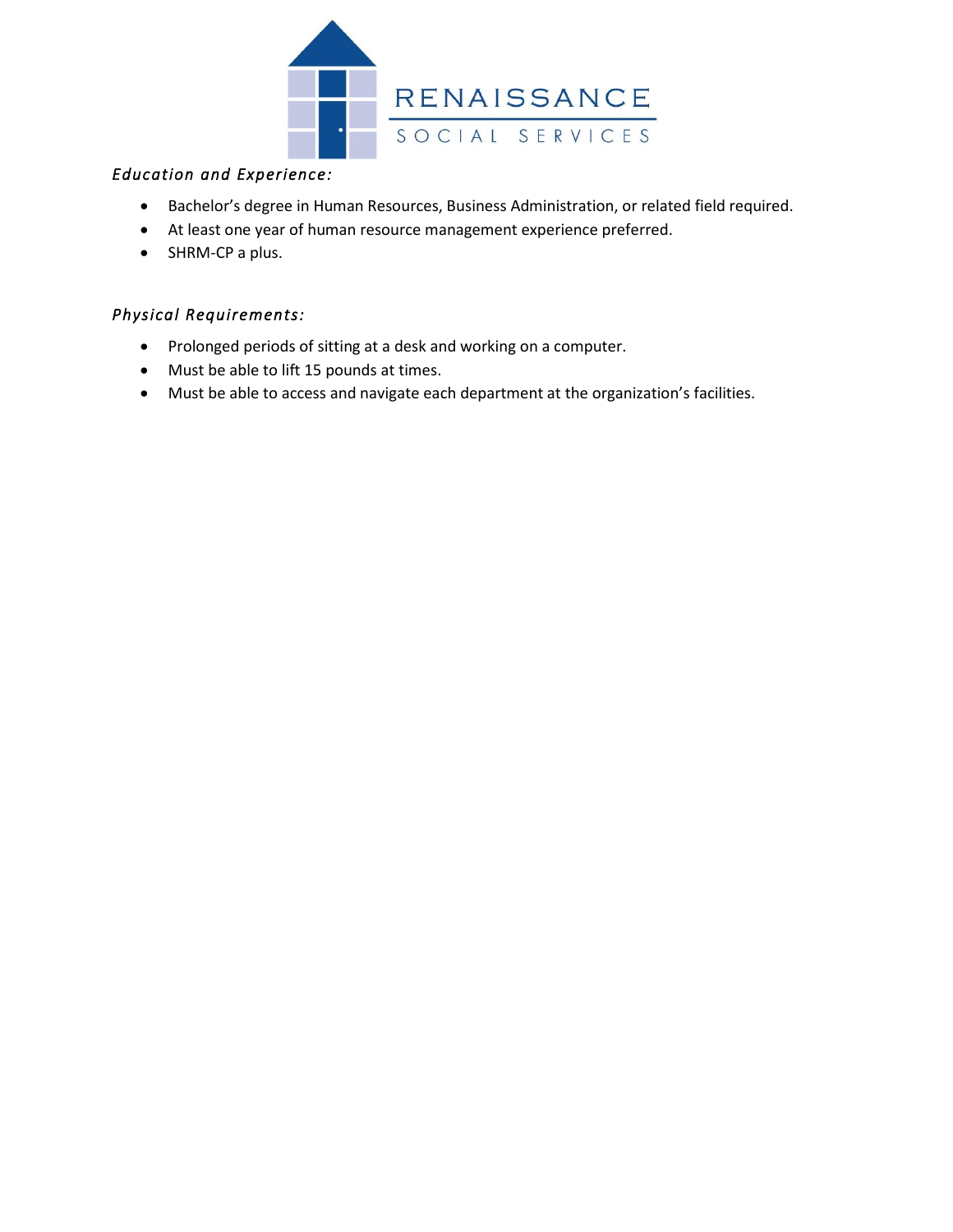*Education and Experience:*

- Bachelor's degree in Human Resources, Business Administration, or related field required.
- At least one year of human resource management experience preferred.
- SHRM-CP a plus.

*Physical Requirements:*

- Prolonged periods of sitting at a desk and working on a computer.
- Must be able to lift 15 pounds at times.
- Must be able to access and navigate each department at the organization's facilities.